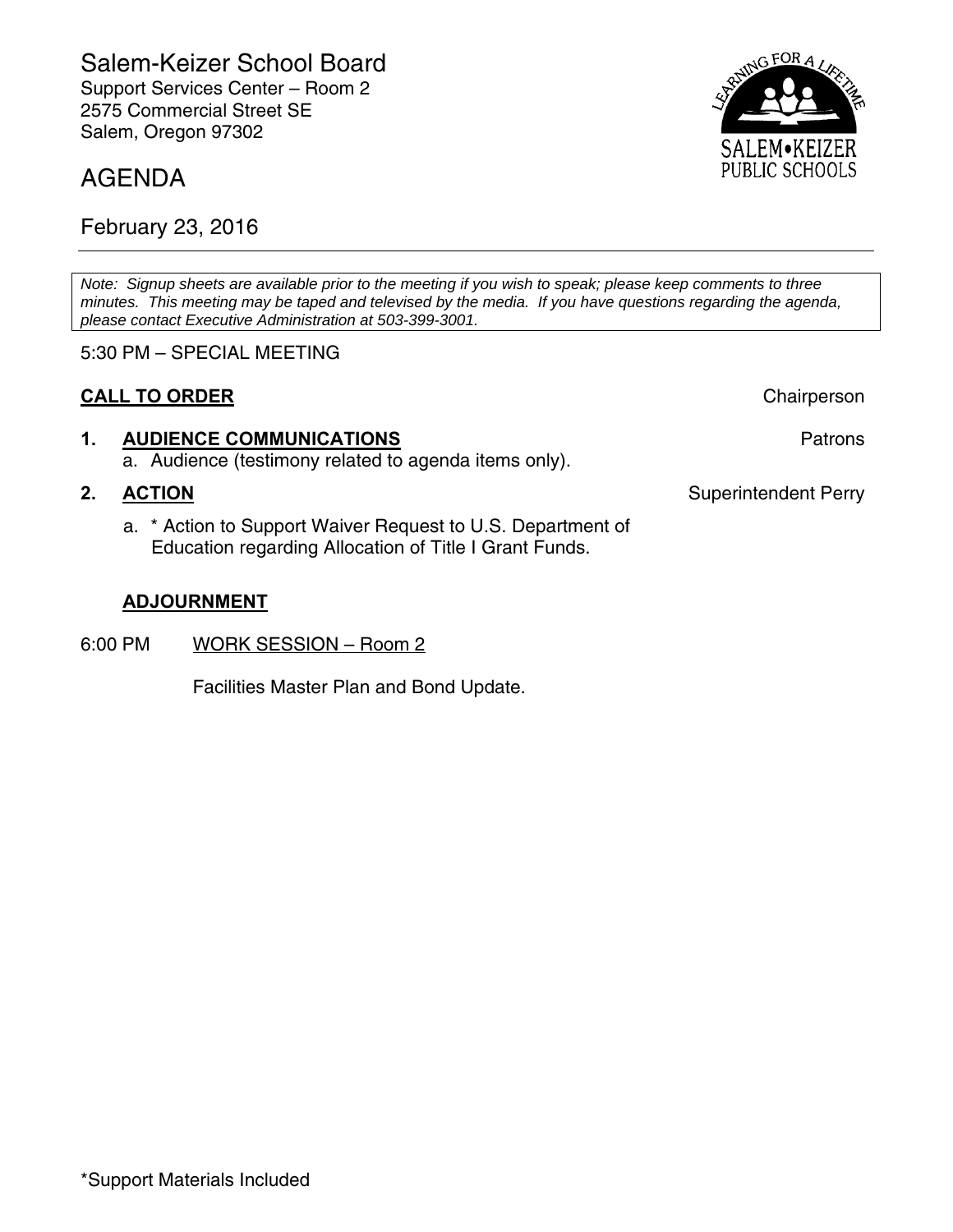# Salem-Keizer School Board

Support Services Center – Room 2
2575 Commercial Street SE
Salem, Oregon 97302

SALEM•KEIZER PUBLIC SCHOOLS
LEARNING FOR A LIFETIME

## AGENDA

February 23, 2016

---

*Note: Signup sheets are available prior to the meeting if you wish to speak; please keep comments to three minutes. This meeting may be taped and televised by the media. If you have questions regarding the agenda, please contact Executive Administration at 503-399-3001.*

5:30 PM – SPECIAL MEETING

**CALL TO ORDER** — Chairperson

1. **AUDIENCE COMMUNICATIONS** — Patrons
   a. Audience (testimony related to agenda items only).

2. **ACTION** — Superintendent Perry
   a. * Action to Support Waiver Request to U.S. Department of Education regarding Allocation of Title I Grant Funds.

**ADJOURNMENT**

6:00 PM WORK SESSION – Room 2

Facilities Master Plan and Bond Update.

*Support Materials Included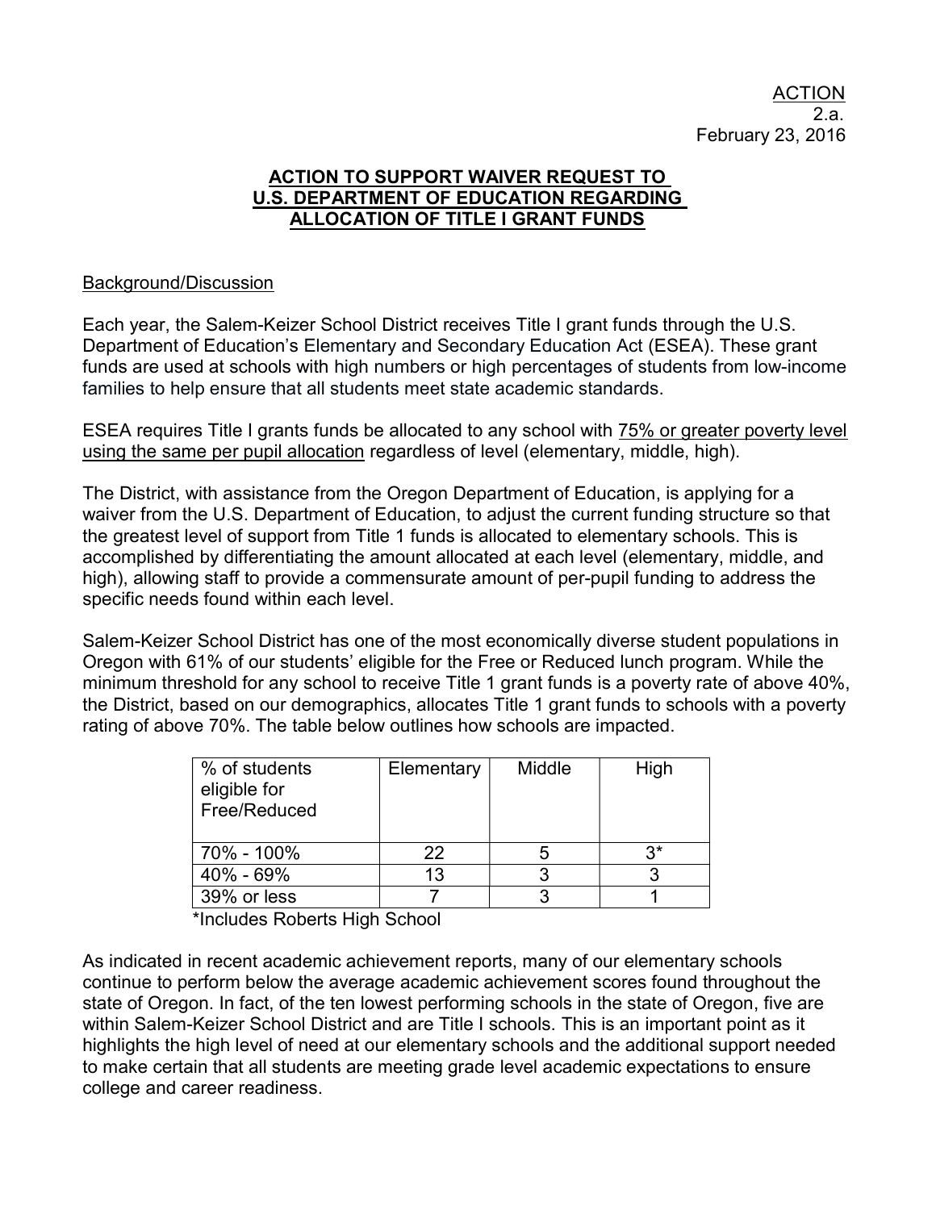ACTION
2.a.
February 23, 2016

## ACTION TO SUPPORT WAIVER REQUEST TO U.S. DEPARTMENT OF EDUCATION REGARDING ALLOCATION OF TITLE I GRANT FUNDS

### Background/Discussion

Each year, the Salem-Keizer School District receives Title I grant funds through the U.S. Department of Education's Elementary and Secondary Education Act (ESEA). These grant funds are used at schools with high numbers or high percentages of students from low-income families to help ensure that all students meet state academic standards.

ESEA requires Title I grants funds be allocated to any school with 75% or greater poverty level using the same per pupil allocation regardless of level (elementary, middle, high).

The District, with assistance from the Oregon Department of Education, is applying for a waiver from the U.S. Department of Education, to adjust the current funding structure so that the greatest level of support from Title 1 funds is allocated to elementary schools. This is accomplished by differentiating the amount allocated at each level (elementary, middle, and high), allowing staff to provide a commensurate amount of per-pupil funding to address the specific needs found within each level.

Salem-Keizer School District has one of the most economically diverse student populations in Oregon with 61% of our students' eligible for the Free or Reduced lunch program. While the minimum threshold for any school to receive Title 1 grant funds is a poverty rate of above 40%, the District, based on our demographics, allocates Title 1 grant funds to schools with a poverty rating of above 70%. The table below outlines how schools are impacted.

| % of students eligible for Free/Reduced | Elementary | Middle | High |
|---|---|---|---|
| 70% - 100% | 22 | 5 | 3* |
| 40% - 69% | 13 | 3 | 3 |
| 39% or less | 7 | 3 | 1 |

*Includes Roberts High School

As indicated in recent academic achievement reports, many of our elementary schools continue to perform below the average academic achievement scores found throughout the state of Oregon. In fact, of the ten lowest performing schools in the state of Oregon, five are within Salem-Keizer School District and are Title I schools. This is an important point as it highlights the high level of need at our elementary schools and the additional support needed to make certain that all students are meeting grade level academic expectations to ensure college and career readiness.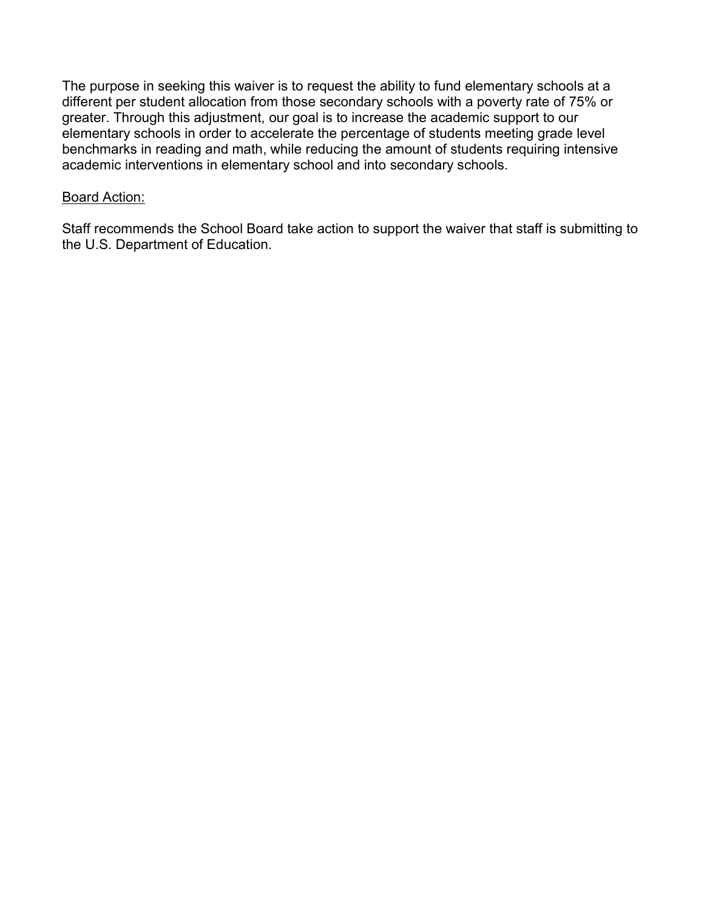The purpose in seeking this waiver is to request the ability to fund elementary schools at a different per student allocation from those secondary schools with a poverty rate of 75% or greater. Through this adjustment, our goal is to increase the academic support to our elementary schools in order to accelerate the percentage of students meeting grade level benchmarks in reading and math, while reducing the amount of students requiring intensive academic interventions in elementary school and into secondary schools.

<u>Board Action:</u>

Staff recommends the School Board take action to support the waiver that staff is submitting to the U.S. Department of Education.